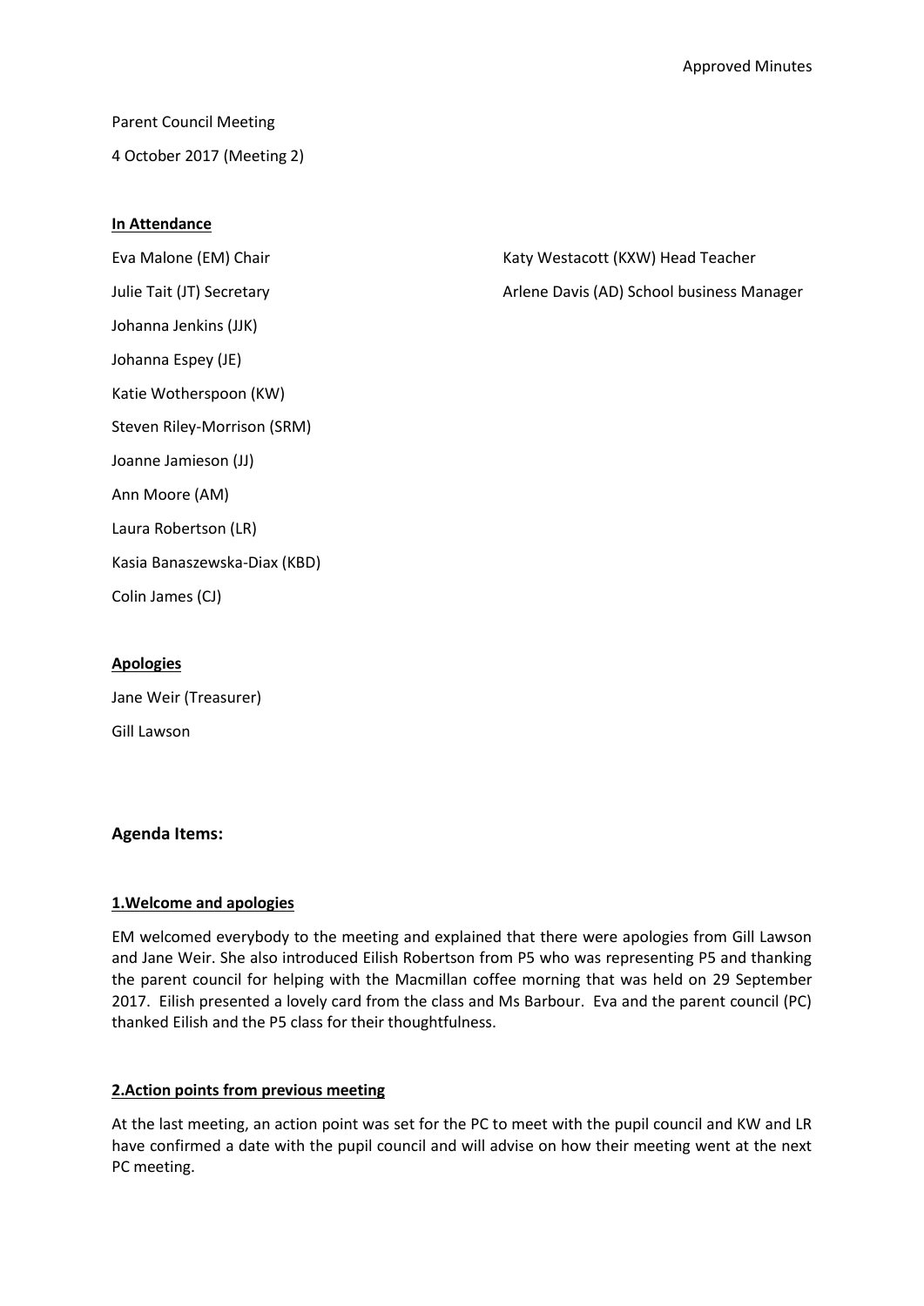Approved Minutes

Parent Council Meeting

4 October 2017 (Meeting 2)

**In Attendance**

Eva Malone (EM) Chair

Julie Tait (JT) Secretary

Johanna Jenkins (JJK)

Johanna Espey (JE)

Katie Wotherspoon (KW)

Steven Riley-Morrison (SRM)

Joanne Jamieson (JJ)

Ann Moore (AM)

Laura Robertson (LR)

Kasia Banaszewska-Diax (KBD)

Colin James (CJ)

Katy Westacott (KXW) Head Teacher

Arlene Davis (AD) School business Manager

**Apologies**

Jane Weir (Treasurer)

Gill Lawson

## Agenda Items:

**1.Welcome and apologies**

EM welcomed everybody to the meeting and explained that there were apologies from Gill Lawson and Jane Weir. She also introduced Eilish Robertson from P5 who was representing P5 and thanking the parent council for helping with the Macmillan coffee morning that was held on 29 September 2017. Eilish presented a lovely card from the class and Ms Barbour. Eva and the parent council (PC) thanked Eilish and the P5 class for their thoughtfulness.

**2.Action points from previous meeting**

At the last meeting, an action point was set for the PC to meet with the pupil council and KW and LR have confirmed a date with the pupil council and will advise on how their meeting went at the next PC meeting.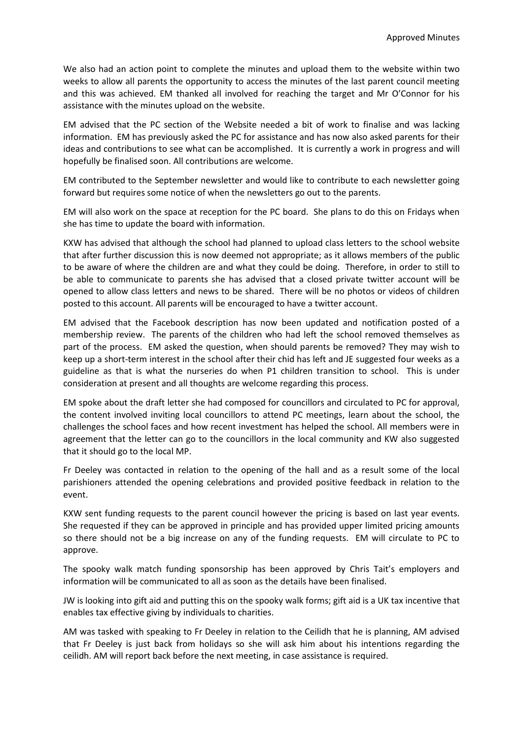We also had an action point to complete the minutes and upload them to the website within two weeks to allow all parents the opportunity to access the minutes of the last parent council meeting and this was achieved. EM thanked all involved for reaching the target and Mr O'Connor for his assistance with the minutes upload on the website.

EM advised that the PC section of the Website needed a bit of work to finalise and was lacking information. EM has previously asked the PC for assistance and has now also asked parents for their ideas and contributions to see what can be accomplished. It is currently a work in progress and will hopefully be finalised soon. All contributions are welcome.

EM contributed to the September newsletter and would like to contribute to each newsletter going forward but requires some notice of when the newsletters go out to the parents.

EM will also work on the space at reception for the PC board. She plans to do this on Fridays when she has time to update the board with information.

KXW has advised that although the school had planned to upload class letters to the school website that after further discussion this is now deemed not appropriate; as it allows members of the public to be aware of where the children are and what they could be doing. Therefore, in order to still to be able to communicate to parents she has advised that a closed private twitter account will be opened to allow class letters and news to be shared. There will be no photos or videos of children posted to this account. All parents will be encouraged to have a twitter account.

EM advised that the Facebook description has now been updated and notification posted of a membership review. The parents of the children who had left the school removed themselves as part of the process. EM asked the question, when should parents be removed? They may wish to keep up a short-term interest in the school after their chid has left and JE suggested four weeks as a guideline as that is what the nurseries do when P1 children transition to school. This is under consideration at present and all thoughts are welcome regarding this process.

EM spoke about the draft letter she had composed for councillors and circulated to PC for approval, the content involved inviting local councillors to attend PC meetings, learn about the school, the challenges the school faces and how recent investment has helped the school. All members were in agreement that the letter can go to the councillors in the local community and KW also suggested that it should go to the local MP.

Fr Deeley was contacted in relation to the opening of the hall and as a result some of the local parishioners attended the opening celebrations and provided positive feedback in relation to the event.

KXW sent funding requests to the parent council however the pricing is based on last year events. She requested if they can be approved in principle and has provided upper limited pricing amounts so there should not be a big increase on any of the funding requests. EM will circulate to PC to approve.

The spooky walk match funding sponsorship has been approved by Chris Tait's employers and information will be communicated to all as soon as the details have been finalised.

JW is looking into gift aid and putting this on the spooky walk forms; gift aid is a UK tax incentive that enables tax effective giving by individuals to charities.

AM was tasked with speaking to Fr Deeley in relation to the Ceilidh that he is planning, AM advised that Fr Deeley is just back from holidays so she will ask him about his intentions regarding the ceilidh. AM will report back before the next meeting, in case assistance is required.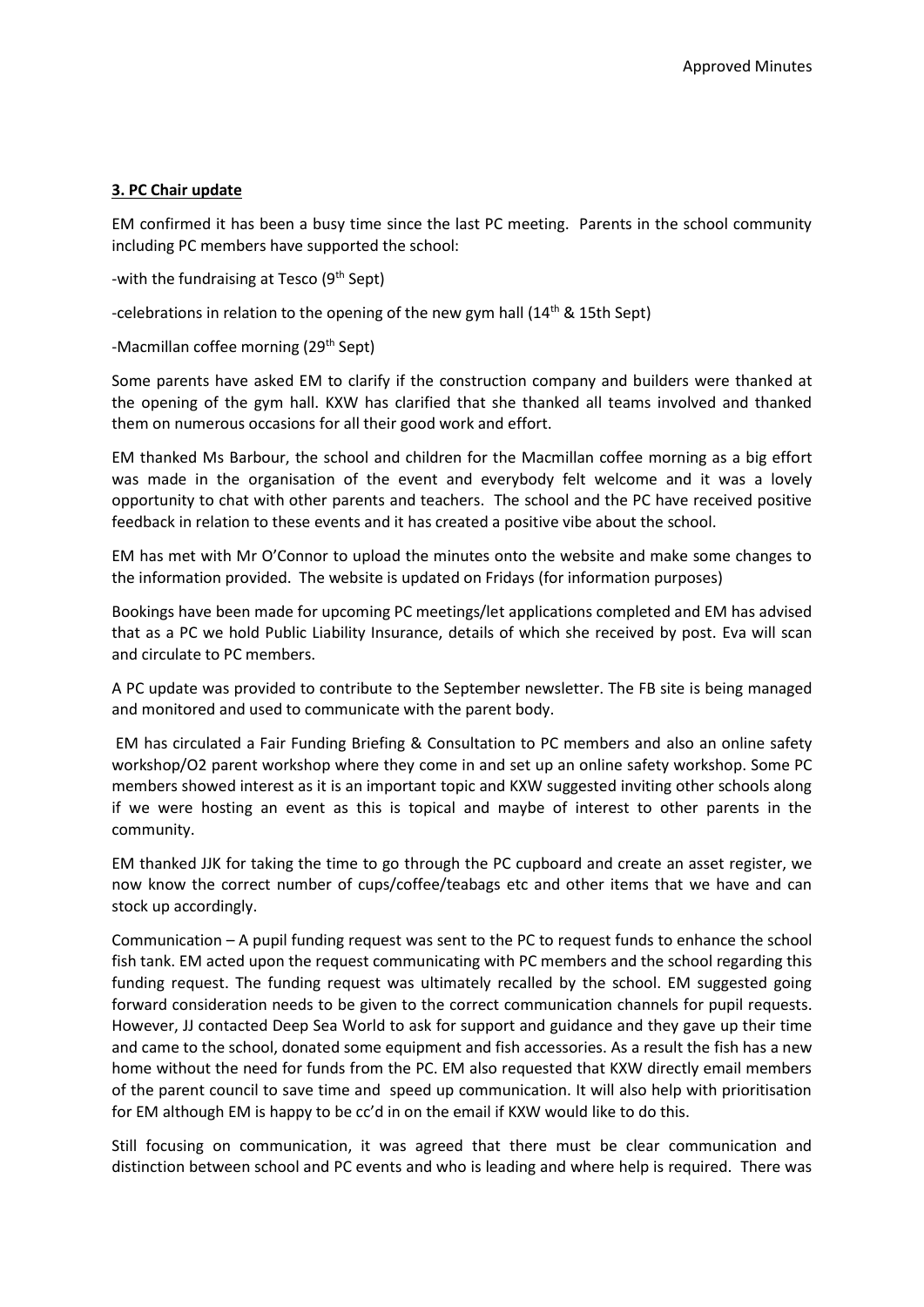### 3. PC Chair update

EM confirmed it has been a busy time since the last PC meeting. Parents in the school community including PC members have supported the school:

-with the fundraising at Tesco (9th Sept)

-celebrations in relation to the opening of the new gym hall (14th & 15th Sept)

-Macmillan coffee morning (29th Sept)

Some parents have asked EM to clarify if the construction company and builders were thanked at the opening of the gym hall. KXW has clarified that she thanked all teams involved and thanked them on numerous occasions for all their good work and effort.

EM thanked Ms Barbour, the school and children for the Macmillan coffee morning as a big effort was made in the organisation of the event and everybody felt welcome and it was a lovely opportunity to chat with other parents and teachers. The school and the PC have received positive feedback in relation to these events and it has created a positive vibe about the school.

EM has met with Mr O'Connor to upload the minutes onto the website and make some changes to the information provided. The website is updated on Fridays (for information purposes)

Bookings have been made for upcoming PC meetings/let applications completed and EM has advised that as a PC we hold Public Liability Insurance, details of which she received by post. Eva will scan and circulate to PC members.

A PC update was provided to contribute to the September newsletter. The FB site is being managed and monitored and used to communicate with the parent body.

EM has circulated a Fair Funding Briefing & Consultation to PC members and also an online safety workshop/O2 parent workshop where they come in and set up an online safety workshop. Some PC members showed interest as it is an important topic and KXW suggested inviting other schools along if we were hosting an event as this is topical and maybe of interest to other parents in the community.

EM thanked JJK for taking the time to go through the PC cupboard and create an asset register, we now know the correct number of cups/coffee/teabags etc and other items that we have and can stock up accordingly.

Communication – A pupil funding request was sent to the PC to request funds to enhance the school fish tank. EM acted upon the request communicating with PC members and the school regarding this funding request. The funding request was ultimately recalled by the school. EM suggested going forward consideration needs to be given to the correct communication channels for pupil requests. However, JJ contacted Deep Sea World to ask for support and guidance and they gave up their time and came to the school, donated some equipment and fish accessories. As a result the fish has a new home without the need for funds from the PC. EM also requested that KXW directly email members of the parent council to save time and speed up communication. It will also help with prioritisation for EM although EM is happy to be cc'd in on the email if KXW would like to do this.

Still focusing on communication, it was agreed that there must be clear communication and distinction between school and PC events and who is leading and where help is required. There was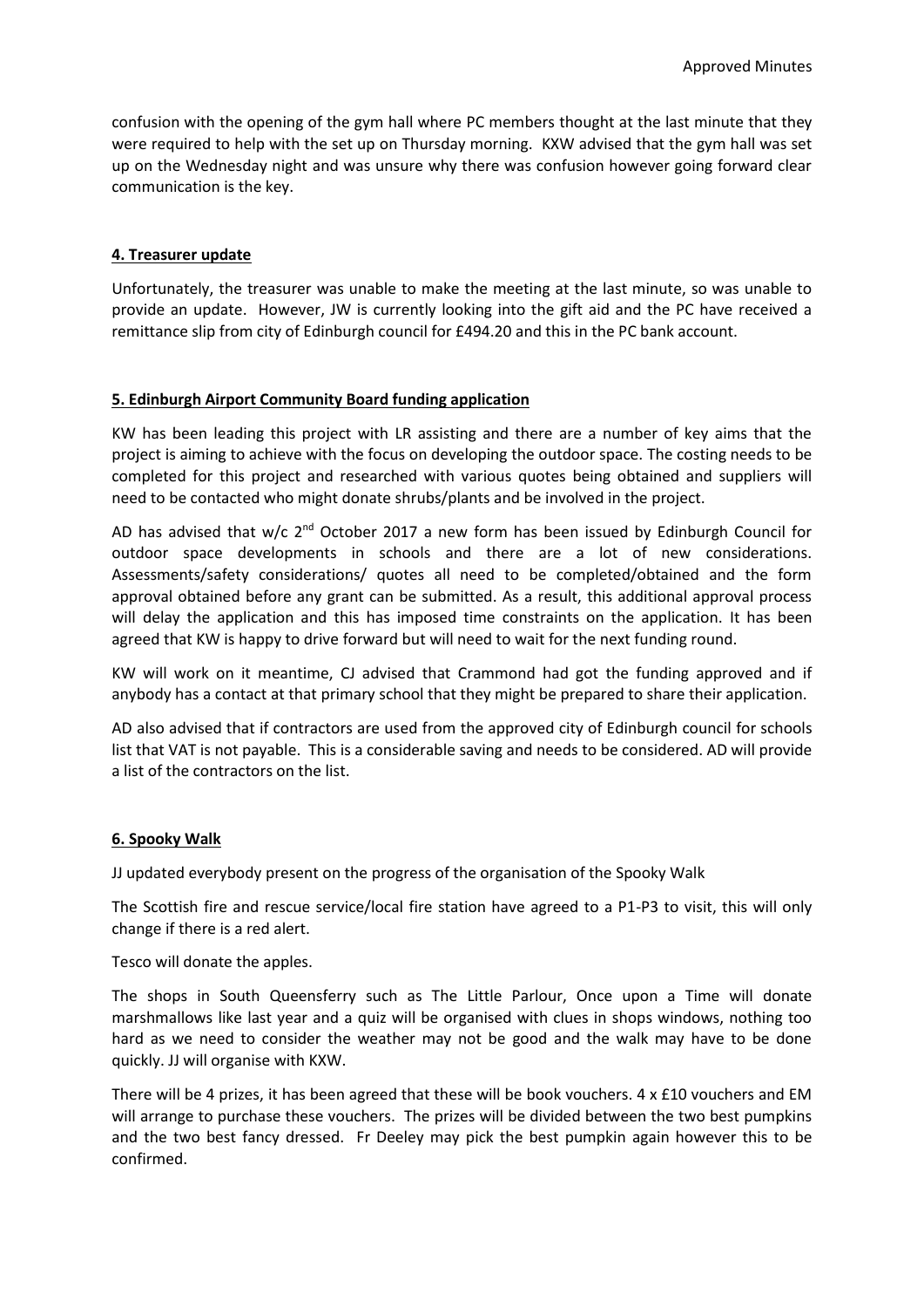confusion with the opening of the gym hall where PC members thought at the last minute that they were required to help with the set up on Thursday morning. KXW advised that the gym hall was set up on the Wednesday night and was unsure why there was confusion however going forward clear communication is the key.

## 4. Treasurer update

Unfortunately, the treasurer was unable to make the meeting at the last minute, so was unable to provide an update. However, JW is currently looking into the gift aid and the PC have received a remittance slip from city of Edinburgh council for £494.20 and this in the PC bank account.

## 5. Edinburgh Airport Community Board funding application

KW has been leading this project with LR assisting and there are a number of key aims that the project is aiming to achieve with the focus on developing the outdoor space. The costing needs to be completed for this project and researched with various quotes being obtained and suppliers will need to be contacted who might donate shrubs/plants and be involved in the project.

AD has advised that w/c 2nd October 2017 a new form has been issued by Edinburgh Council for outdoor space developments in schools and there are a lot of new considerations. Assessments/safety considerations/ quotes all need to be completed/obtained and the form approval obtained before any grant can be submitted. As a result, this additional approval process will delay the application and this has imposed time constraints on the application. It has been agreed that KW is happy to drive forward but will need to wait for the next funding round.

KW will work on it meantime, CJ advised that Crammond had got the funding approved and if anybody has a contact at that primary school that they might be prepared to share their application.

AD also advised that if contractors are used from the approved city of Edinburgh council for schools list that VAT is not payable. This is a considerable saving and needs to be considered. AD will provide a list of the contractors on the list.

## 6. Spooky Walk

JJ updated everybody present on the progress of the organisation of the Spooky Walk

The Scottish fire and rescue service/local fire station have agreed to a P1-P3 to visit, this will only change if there is a red alert.

Tesco will donate the apples.

The shops in South Queensferry such as The Little Parlour, Once upon a Time will donate marshmallows like last year and a quiz will be organised with clues in shops windows, nothing too hard as we need to consider the weather may not be good and the walk may have to be done quickly. JJ will organise with KXW.

There will be 4 prizes, it has been agreed that these will be book vouchers. 4 x £10 vouchers and EM will arrange to purchase these vouchers. The prizes will be divided between the two best pumpkins and the two best fancy dressed. Fr Deeley may pick the best pumpkin again however this to be confirmed.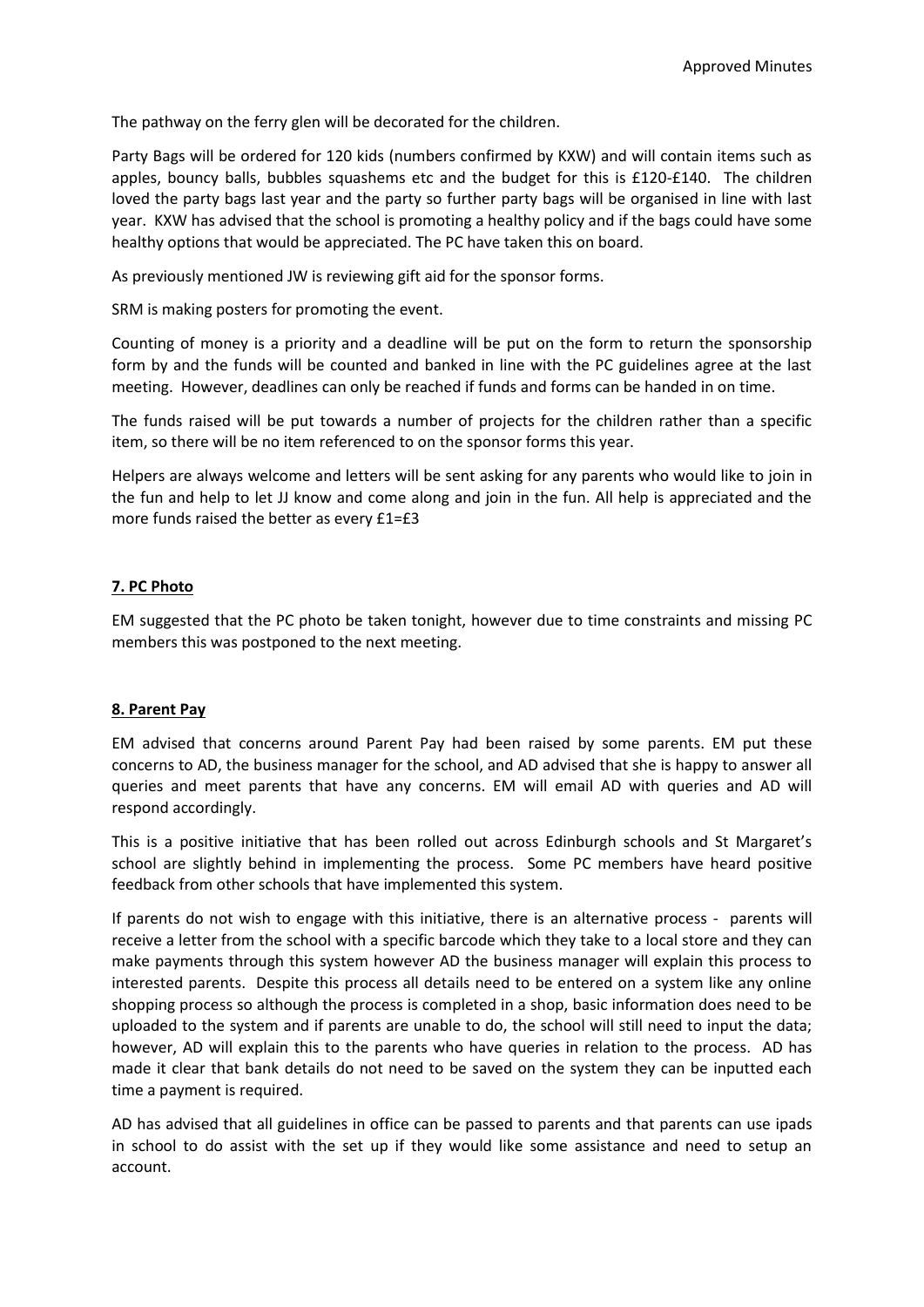The pathway on the ferry glen will be decorated for the children.

Party Bags will be ordered for 120 kids (numbers confirmed by KXW) and will contain items such as apples, bouncy balls, bubbles squashems etc and the budget for this is £120-£140. The children loved the party bags last year and the party so further party bags will be organised in line with last year. KXW has advised that the school is promoting a healthy policy and if the bags could have some healthy options that would be appreciated. The PC have taken this on board.

As previously mentioned JW is reviewing gift aid for the sponsor forms.

SRM is making posters for promoting the event.

Counting of money is a priority and a deadline will be put on the form to return the sponsorship form by and the funds will be counted and banked in line with the PC guidelines agree at the last meeting. However, deadlines can only be reached if funds and forms can be handed in on time.

The funds raised will be put towards a number of projects for the children rather than a specific item, so there will be no item referenced to on the sponsor forms this year.

Helpers are always welcome and letters will be sent asking for any parents who would like to join in the fun and help to let JJ know and come along and join in the fun. All help is appreciated and the more funds raised the better as every £1=£3

**7. PC Photo**

EM suggested that the PC photo be taken tonight, however due to time constraints and missing PC members this was postponed to the next meeting.

**8. Parent Pay**

EM advised that concerns around Parent Pay had been raised by some parents. EM put these concerns to AD, the business manager for the school, and AD advised that she is happy to answer all queries and meet parents that have any concerns. EM will email AD with queries and AD will respond accordingly.

This is a positive initiative that has been rolled out across Edinburgh schools and St Margaret's school are slightly behind in implementing the process. Some PC members have heard positive feedback from other schools that have implemented this system.

If parents do not wish to engage with this initiative, there is an alternative process - parents will receive a letter from the school with a specific barcode which they take to a local store and they can make payments through this system however AD the business manager will explain this process to interested parents. Despite this process all details need to be entered on a system like any online shopping process so although the process is completed in a shop, basic information does need to be uploaded to the system and if parents are unable to do, the school will still need to input the data; however, AD will explain this to the parents who have queries in relation to the process. AD has made it clear that bank details do not need to be saved on the system they can be inputted each time a payment is required.

AD has advised that all guidelines in office can be passed to parents and that parents can use ipads in school to do assist with the set up if they would like some assistance and need to setup an account.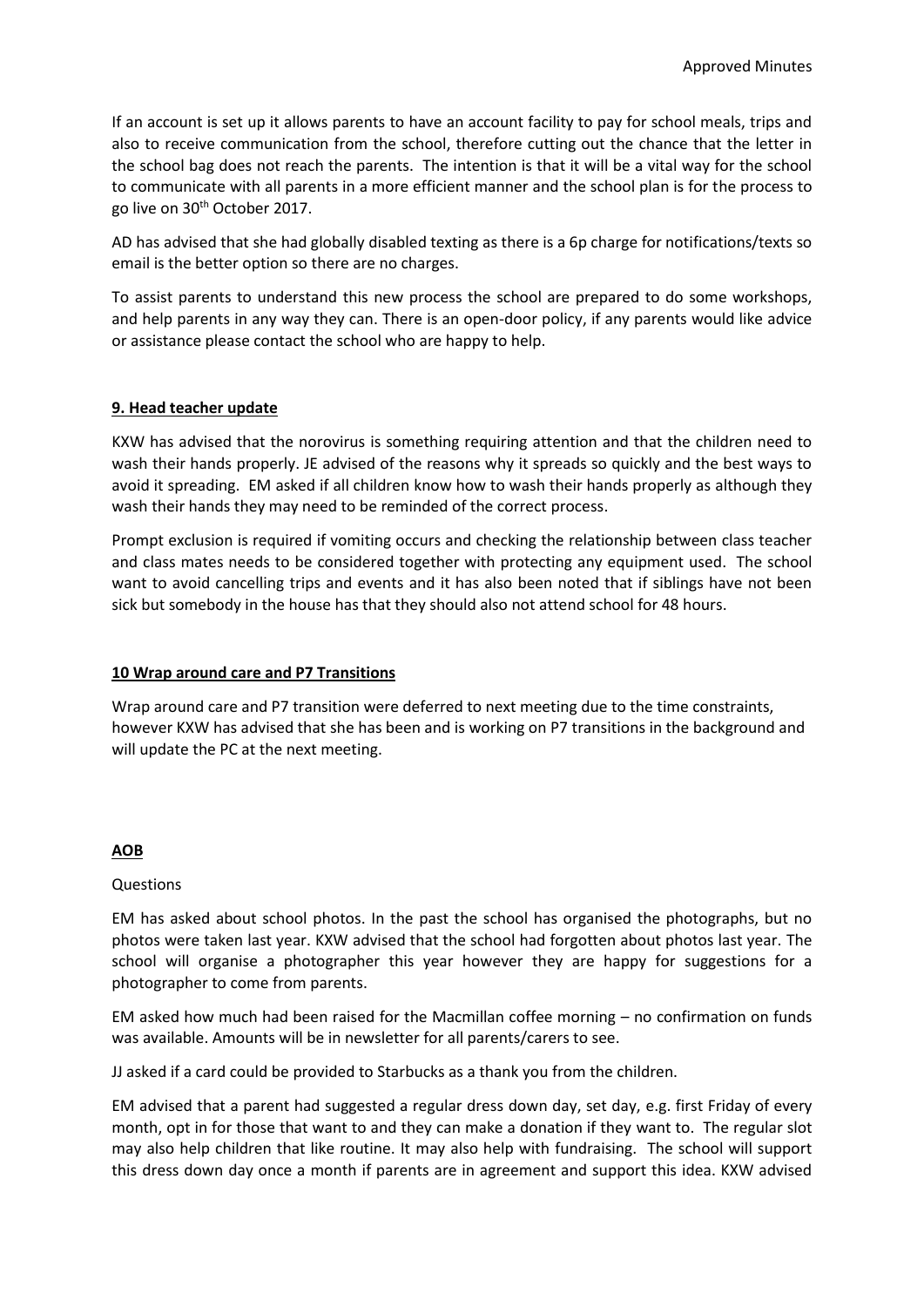If an account is set up it allows parents to have an account facility to pay for school meals, trips and also to receive communication from the school, therefore cutting out the chance that the letter in the school bag does not reach the parents. The intention is that it will be a vital way for the school to communicate with all parents in a more efficient manner and the school plan is for the process to go live on 30th October 2017.

AD has advised that she had globally disabled texting as there is a 6p charge for notifications/texts so email is the better option so there are no charges.

To assist parents to understand this new process the school are prepared to do some workshops, and help parents in any way they can. There is an open-door policy, if any parents would like advice or assistance please contact the school who are happy to help.

## **9. Head teacher update**

KXW has advised that the norovirus is something requiring attention and that the children need to wash their hands properly. JE advised of the reasons why it spreads so quickly and the best ways to avoid it spreading. EM asked if all children know how to wash their hands properly as although they wash their hands they may need to be reminded of the correct process.

Prompt exclusion is required if vomiting occurs and checking the relationship between class teacher and class mates needs to be considered together with protecting any equipment used. The school want to avoid cancelling trips and events and it has also been noted that if siblings have not been sick but somebody in the house has that they should also not attend school for 48 hours.

## **10 Wrap around care and P7 Transitions**

Wrap around care and P7 transition were deferred to next meeting due to the time constraints, however KXW has advised that she has been and is working on P7 transitions in the background and will update the PC at the next meeting.

## **AOB**

Questions

EM has asked about school photos. In the past the school has organised the photographs, but no photos were taken last year. KXW advised that the school had forgotten about photos last year. The school will organise a photographer this year however they are happy for suggestions for a photographer to come from parents.

EM asked how much had been raised for the Macmillan coffee morning – no confirmation on funds was available. Amounts will be in newsletter for all parents/carers to see.

JJ asked if a card could be provided to Starbucks as a thank you from the children.

EM advised that a parent had suggested a regular dress down day, set day, e.g. first Friday of every month, opt in for those that want to and they can make a donation if they want to. The regular slot may also help children that like routine. It may also help with fundraising. The school will support this dress down day once a month if parents are in agreement and support this idea. KXW advised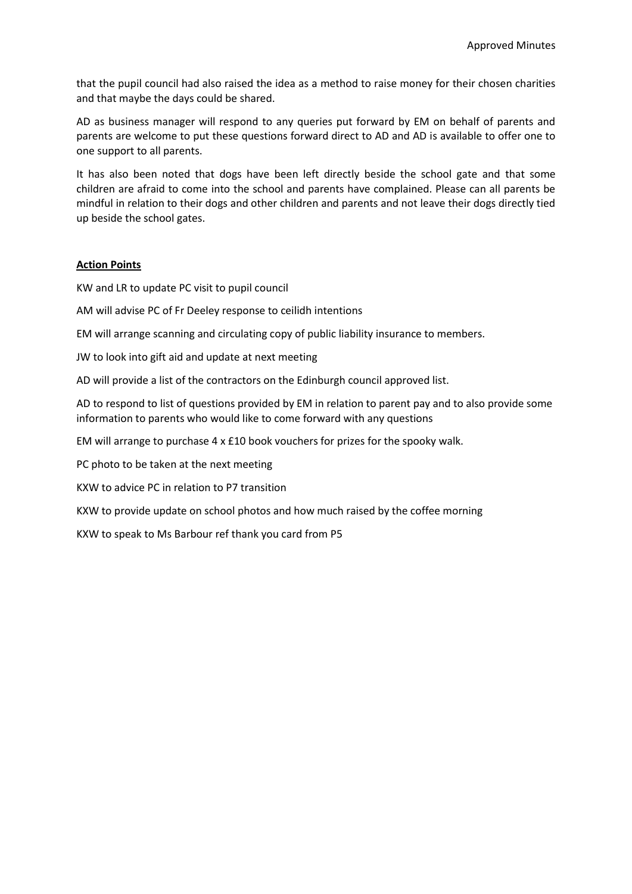that the pupil council had also raised the idea as a method to raise money for their chosen charities and that maybe the days could be shared.

AD as business manager will respond to any queries put forward by EM on behalf of parents and parents are welcome to put these questions forward direct to AD and AD is available to offer one to one support to all parents.

It has also been noted that dogs have been left directly beside the school gate and that some children are afraid to come into the school and parents have complained. Please can all parents be mindful in relation to their dogs and other children and parents and not leave their dogs directly tied up beside the school gates.

**Action Points**

KW and LR to update PC visit to pupil council

AM will advise PC of Fr Deeley response to ceilidh intentions

EM will arrange scanning and circulating copy of public liability insurance to members.

JW to look into gift aid and update at next meeting

AD will provide a list of the contractors on the Edinburgh council approved list.

AD to respond to list of questions provided by EM in relation to parent pay and to also provide some information to parents who would like to come forward with any questions

EM will arrange to purchase 4 x £10 book vouchers for prizes for the spooky walk.

PC photo to be taken at the next meeting

KXW to advice PC in relation to P7 transition

KXW to provide update on school photos and how much raised by the coffee morning

KXW to speak to Ms Barbour ref thank you card from P5